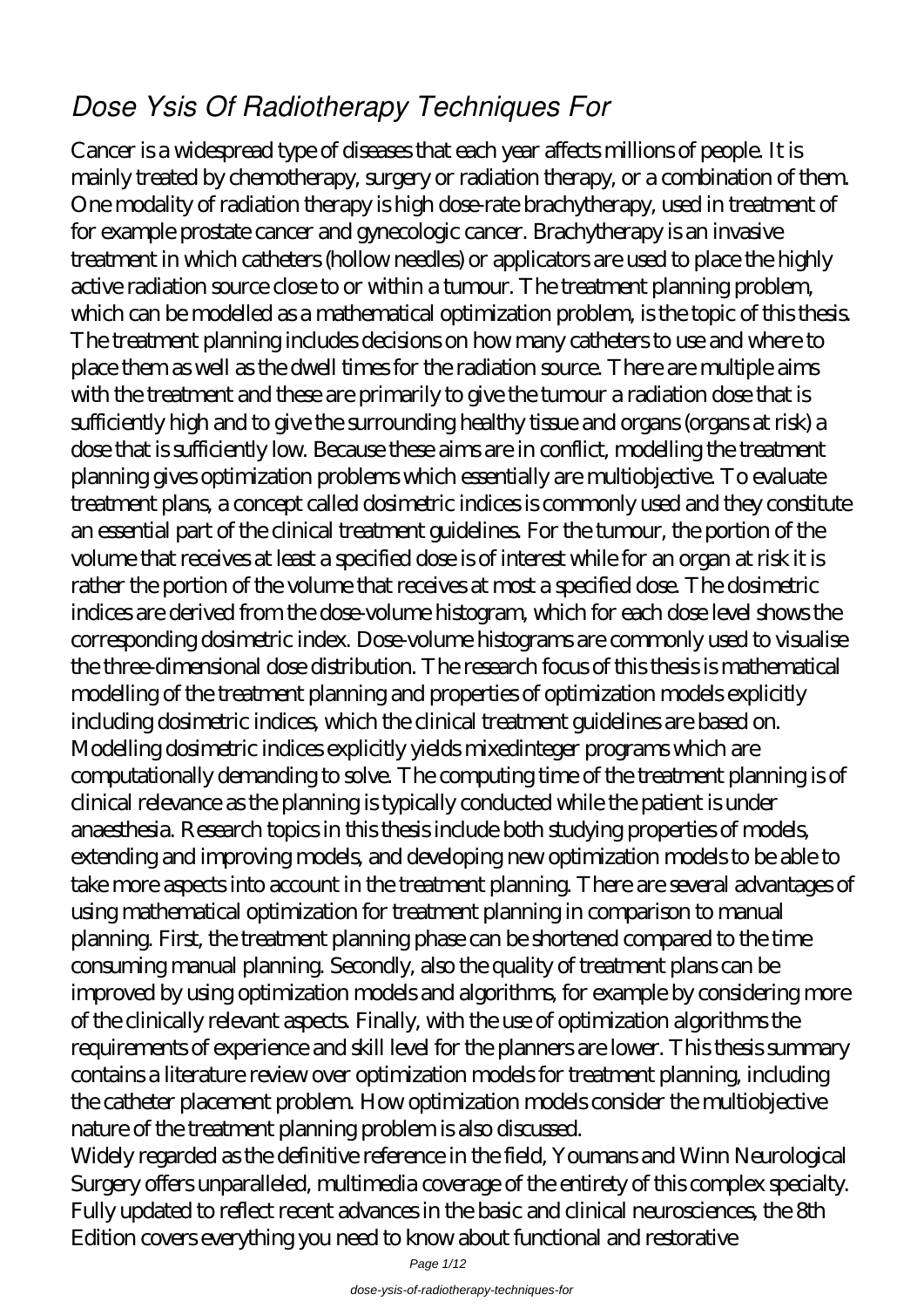# *Dose Ysis Of Radiotherapy Techniques For*

Cancer is a widespread type of diseases that each year affects millions of people. It is mainly treated by chemotherapy, surgery or radiation therapy, or a combination of them. One modality of radiation therapy is high dose-rate brachytherapy, used in treatment of for example prostate cancer and gynecologic cancer. Brachytherapy is an invasive treatment in which catheters (hollow needles) or applicators are used to place the highly active radiation source close to or within a tumour. The treatment planning problem, which can be modelled as a mathematical optimization problem, is the topic of this thesis. The treatment planning includes decisions on how many catheters to use and where to place them as well as the dwell times for the radiation source. There are multiple aims with the treatment and these are primarily to give the tumour a radiation dose that is sufficiently high and to give the surrounding healthy tissue and organs (organs at risk) a dose that is sufficiently low. Because these aims are in conflict, modelling the treatment planning gives optimization problems which essentially are multiobjective. To evaluate treatment plans, a concept called dosimetric indices is commonly used and they constitute an essential part of the clinical treatment guidelines. For the tumour, the portion of the volume that receives at least a specified dose is of interest while for an organ at risk it is rather the portion of the volume that receives at most a specified dose. The dosimetric indices are derived from the dose-volume histogram, which for each dose level shows the corresponding dosimetric index. Dose-volume histograms are commonly used to visualise the three-dimensional dose distribution. The research focus of this thesis is mathematical modelling of the treatment planning and properties of optimization models explicitly including dosimetric indices, which the clinical treatment guidelines are based on. Modelling dosimetric indices explicitly yields mixedinteger programs which are computationally demanding to solve. The computing time of the treatment planning is of clinical relevance as the planning is typically conducted while the patient is under anaesthesia. Research topics in this thesis include both studying properties of models, extending and improving models, and developing new optimization models to be able to take more aspects into account in the treatment planning. There are several advantages of using mathematical optimization for treatment planning in comparison to manual planning. First, the treatment planning phase can be shortened compared to the time consuming manual planning. Secondly, also the quality of treatment plans can be improved by using optimization models and algorithms, for example by considering more of the clinically relevant aspects. Finally, with the use of optimization algorithms the requirements of experience and skill level for the planners are lower. This thesis summary contains a literature review over optimization models for treatment planning, including the catheter placement problem. How optimization models consider the multiobjective nature of the treatment planning problem is also discussed.

Widely regarded as the definitive reference in the field, Youmans and Winn Neurological Surgery offers unparalleled, multimedia coverage of the entirety of this complex specialty. Fully updated to reflect recent advances in the basic and clinical neurosciences, the 8th Edition covers everything you need to know about functional and restorative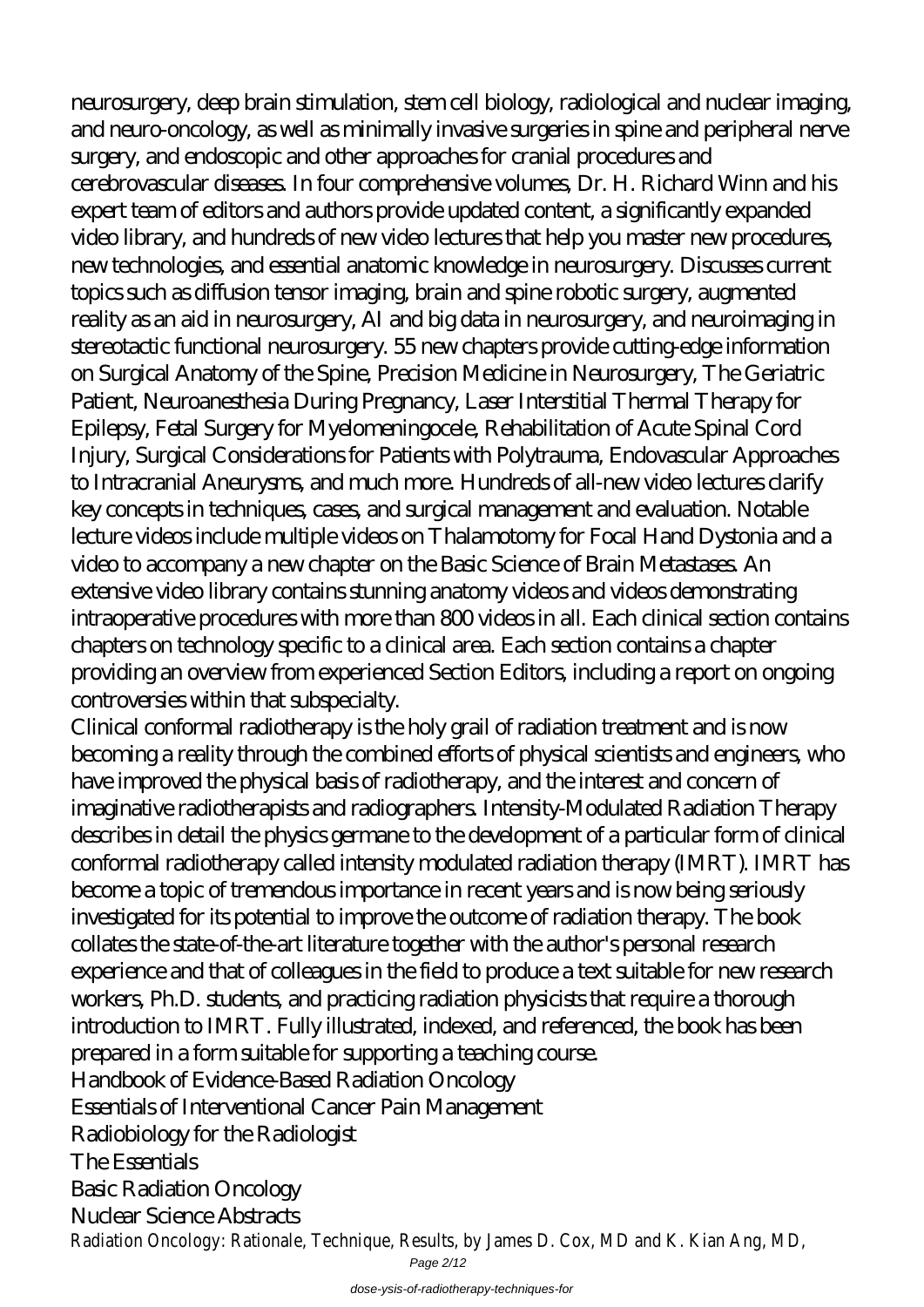neurosurgery, deep brain stimulation, stem cell biology, radiological and nuclear imaging, and neuro-oncology, as well as minimally invasive surgeries in spine and peripheral nerve surgery, and endoscopic and other approaches for cranial procedures and cerebrovascular diseases. In four comprehensive volumes, Dr. H. Richard Winn and his expert team of editors and authors provide updated content, a significantly expanded video library, and hundreds of new video lectures that help you master new procedures, new technologies, and essential anatomic knowledge in neurosurgery. Discusses current topics such as diffusion tensor imaging, brain and spine robotic surgery, augmented reality as an aid in neurosurgery, AI and big data in neurosurgery, and neuroimaging in stereotactic functional neurosurgery. 55 new chapters provide cutting-edge information on Surgical Anatomy of the Spine, Precision Medicine in Neurosurgery, The Geriatric Patient, Neuroanesthesia During Pregnancy, Laser Interstitial Thermal Therapy for Epilepsy, Fetal Surgery for Myelomeningocele, Rehabilitation of Acute Spinal Cord Injury, Surgical Considerations for Patients with Polytrauma, Endovascular Approaches to Intracranial Aneurysms, and much more. Hundreds of all-new video lectures clarify key concepts in techniques, cases, and surgical management and evaluation. Notable lecture videos include multiple videos on Thalamotomy for Focal Hand Dystonia and a video to accompany a new chapter on the Basic Science of Brain Metastases. An extensive video library contains stunning anatomy videos and videos demonstrating intraoperative procedures with more than 800 videos in all. Each clinical section contains chapters on technology specific to a clinical area. Each section contains a chapter providing an overview from experienced Section Editors, including a report on ongoing controversies within that subspecialty.

Clinical conformal radiotherapy is the holy grail of radiation treatment and is now becoming a reality through the combined efforts of physical scientists and engineers, who have improved the physical basis of radiotherapy, and the interest and concern of imaginative radiotherapists and radiographers. Intensity-Modulated Radiation Therapy describes in detail the physics germane to the development of a particular form of clinical conformal radiotherapy called intensity modulated radiation therapy (IMRT). IMRT has become a topic of tremendous importance in recent years and is now being seriously investigated for its potential to improve the outcome of radiation therapy. The book collates the state-of-the-art literature together with the author's personal research experience and that of colleagues in the field to produce a text suitable for new research workers, Ph.D. students, and practicing radiation physicists that require a thorough introduction to IMRT. Fully illustrated, indexed, and referenced, the book has been prepared in a form suitable for supporting a teaching course.

Handbook of Evidence-Based Radiation Oncology

Essentials of Interventional Cancer Pain Management

Radiobiology for the Radiologist

The Essentials

Basic Radiation Oncology

Nuclear Science Abstracts

Radiation Oncology: Rationale, Technique, Results, by James D. Cox, MD and K. Kian Ang, MD,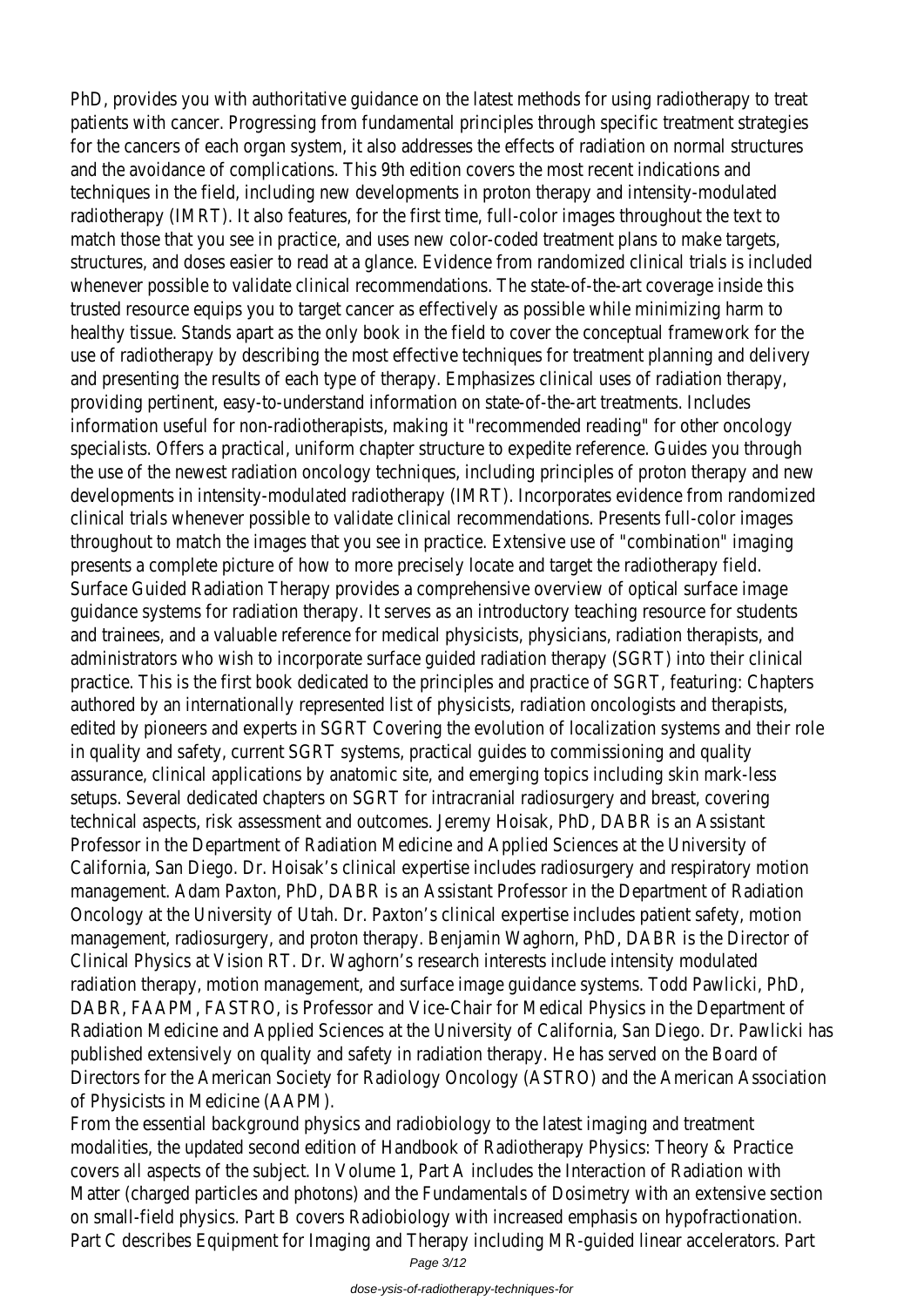PhD, provides you with authoritative guidance on the latest methods for using radiotherapy to treat patients with cancer. Progressing from fundamental principles through specific treatment strategies for the cancers of each organ system, it also addresses the effects of radiation on normal structures and the avoidance of complications. This 9th edition covers the most recent indications and techniques in the field, including new developments in proton therapy and intensity-modulated radiotherapy (IMRT). It also features, for the first time, full-color images throughout the text to match those that you see in practice, and uses new color-coded treatment plans to make targets, structures, and doses easier to read at a glance. Evidence from randomized clinical trials is included whenever possible to validate clinical recommendations. The state-of-the-art coverage inside this trusted resource equips you to target cancer as effectively as possible while minimizing harm to healthy tissue. Stands apart as the only book in the field to cover the conceptual framework for the use of radiotherapy by describing the most effective techniques for treatment planning and delivery and presenting the results of each type of therapy. Emphasizes clinical uses of radiation therapy, providing pertinent, easy-to-understand information on state-of-the-art treatments. Includes information useful for non-radiotherapists, making it "recommended reading" for other oncology specialists. Offers a practical, uniform chapter structure to expedite reference. Guides you through the use of the newest radiation oncology techniques, including principles of proton therapy and new developments in intensity-modulated radiotherapy (IMRT). Incorporates evidence from randomized clinical trials whenever possible to validate clinical recommendations. Presents full-color images throughout to match the images that you see in practice. Extensive use of "combination" imaging presents a complete picture of how to more precisely locate and target the radiotherapy field. Surface Guided Radiation Therapy provides a comprehensive overview of optical surface image guidance systems for radiation therapy. It serves as an introductory teaching resource for students and trainees, and a valuable reference for medical physicists, physicians, radiation therapists, and administrators who wish to incorporate surface guided radiation therapy (SGRT) into their clinical practice. This is the first book dedicated to the principles and practice of SGRT, featuring: Chapters authored by an internationally represented list of physicists, radiation oncologists and therapists, edited by pioneers and experts in SGRT Covering the evolution of localization systems and their role in quality and safety, current SGRT systems, practical guides to commissioning and quality assurance, clinical applications by anatomic site, and emerging topics including skin mark-less setups. Several dedicated chapters on SGRT for intracranial radiosurgery and breast, covering technical aspects, risk assessment and outcomes. Jeremy Hoisak, PhD, DABR is an Assistant Professor in the Department of Radiation Medicine and Applied Sciences at the University of California, San Diego. Dr. Hoisak's clinical expertise includes radiosurgery and respiratory motion management. Adam Paxton, PhD, DABR is an Assistant Professor in the Department of Radiation Oncology at the University of Utah. Dr. Paxton's clinical expertise includes patient safety, motion management, radiosurgery, and proton therapy. Benjamin Waghorn, PhD, DABR is the Director of Clinical Physics at Vision RT. Dr. Waghorn's research interests include intensity modulated radiation therapy, motion management, and surface image guidance systems. Todd Pawlicki, PhD, DABR, FAAPM, FASTRO, is Professor and Vice-Chair for Medical Physics in the Department of Radiation Medicine and Applied Sciences at the University of California, San Diego. Dr. Pawlicki has published extensively on quality and safety in radiation therapy. He has served on the Board of Directors for the American Society for Radiology Oncology (ASTRO) and the American Association of Physicists in Medicine (AAPM).

From the essential background physics and radiobiology to the latest imaging and treatment modalities, the updated second edition of Handbook of Radiotherapy Physics: Theory & Practice covers all aspects of the subject. In Volume 1, Part A includes the Interaction of Radiation with Matter (charged particles and photons) and the Fundamentals of Dosimetry with an extensive section on small-field physics. Part B covers Radiobiology with increased emphasis on hypofractionation. Part C describes Equipment for Imaging and Therapy including MR-guided linear accelerators. Part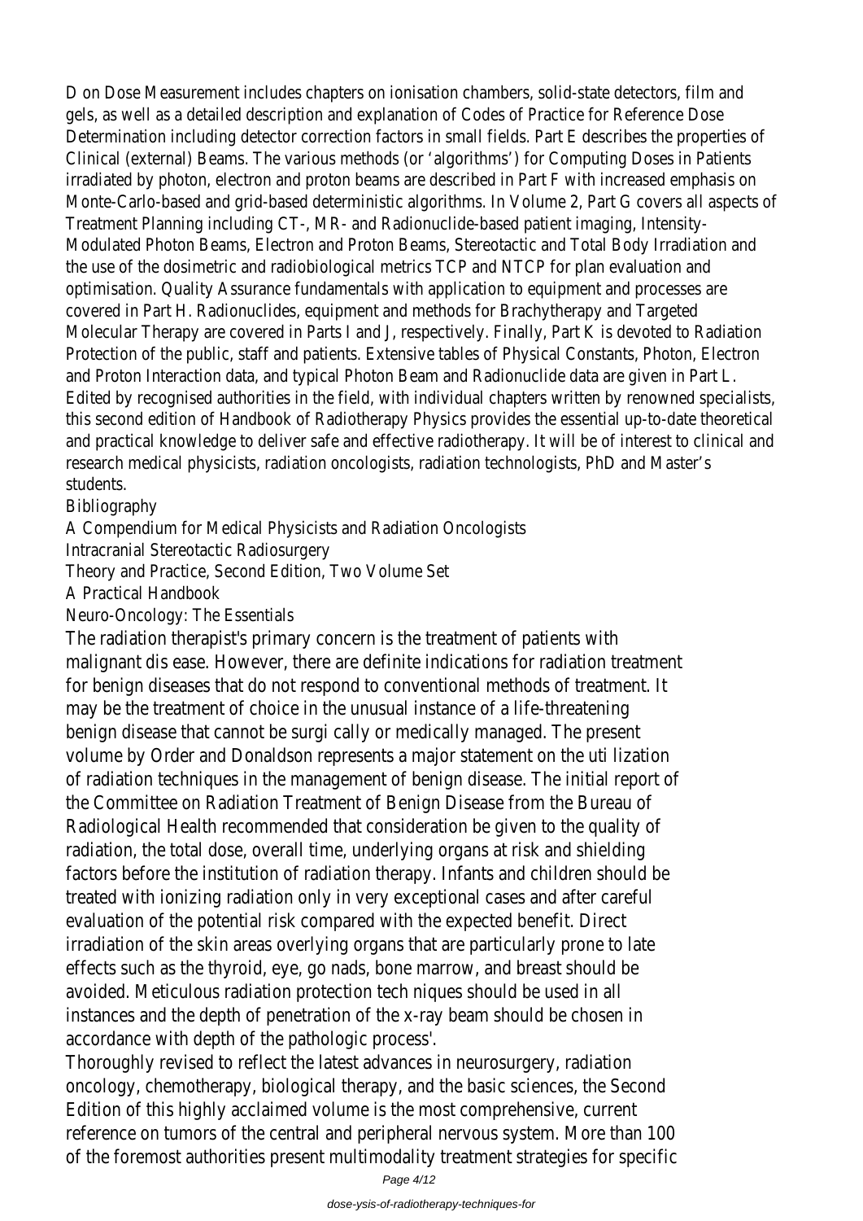D on Dose Measurement includes chapters on ionisation chambers, solid-state detectors, film and gels, as well as a detailed description and explanation of Codes of Practice for Reference Dose Determination including detector correction factors in small fields. Part E describes the properties of Clinical (external) Beams. The various methods (or 'algorithms') for Computing Doses in Patients irradiated by photon, electron and proton beams are described in Part F with increased emphasis on Monte-Carlo-based and grid-based deterministic algorithms. In Volume 2, Part G covers all aspects of Treatment Planning including CT-, MR- and Radionuclide-based patient imaging, Intensity-Modulated Photon Beams, Electron and Proton Beams, Stereotactic and Total Body Irradiation and the use of the dosimetric and radiobiological metrics TCP and NTCP for plan evaluation and optimisation. Quality Assurance fundamentals with application to equipment and processes are covered in Part H. Radionuclides, equipment and methods for Brachytherapy and Targeted Molecular Therapy are covered in Parts I and J, respectively. Finally, Part K is devoted to Radiation Protection of the public, staff and patients. Extensive tables of Physical Constants, Photon, Electron and Proton Interaction data, and typical Photon Beam and Radionuclide data are given in Part L. Edited by recognised authorities in the field, with individual chapters written by renowned specialists, this second edition of Handbook of Radiotherapy Physics provides the essential up-to-date theoretical and practical knowledge to deliver safe and effective radiotherapy. It will be of interest to clinical and research medical physicists, radiation oncologists, radiation technologists, PhD and Master's students.

Bibliography

A Compendium for Medical Physicists and Radiation Oncologists

Intracranial Stereotactic Radiosurgery

Theory and Practice, Second Edition, Two Volume Set

A Practical Handbook

Neuro-Oncology: The Essentials

The radiation therapist's primary concern is the treatment of patients with malignant dis ease. However, there are definite indications for radiation treatment for benign diseases that do not respond to conventional methods of treatment. It may be the treatment of choice in the unusual instance of a life-threatening benign disease that cannot be surgi cally or medically managed. The present volume by Order and Donaldson represents a major statement on the uti lization of radiation techniques in the management of benign disease. The initial report of the Committee on Radiation Treatment of Benign Disease from the Bureau of Radiological Health recommended that consideration be given to the quality of radiation, the total dose, overall time, underlying organs at risk and shielding factors before the institution of radiation therapy. Infants and children should be treated with ionizing radiation only in very exceptional cases and after careful evaluation of the potential risk compared with the expected benefit. Direct irradiation of the skin areas overlying organs that are particularly prone to late effects such as the thyroid, eye, go nads, bone marrow, and breast should be avoided. Meticulous radiation protection tech niques should be used in all instances and the depth of penetration of the x-ray beam should be chosen in accordance with depth of the pathologic process'.

Thoroughly revised to reflect the latest advances in neurosurgery, radiation oncology, chemotherapy, biological therapy, and the basic sciences, the Second Edition of this highly acclaimed volume is the most comprehensive, current reference on tumors of the central and peripheral nervous system. More than 100 of the foremost authorities present multimodality treatment strategies for specific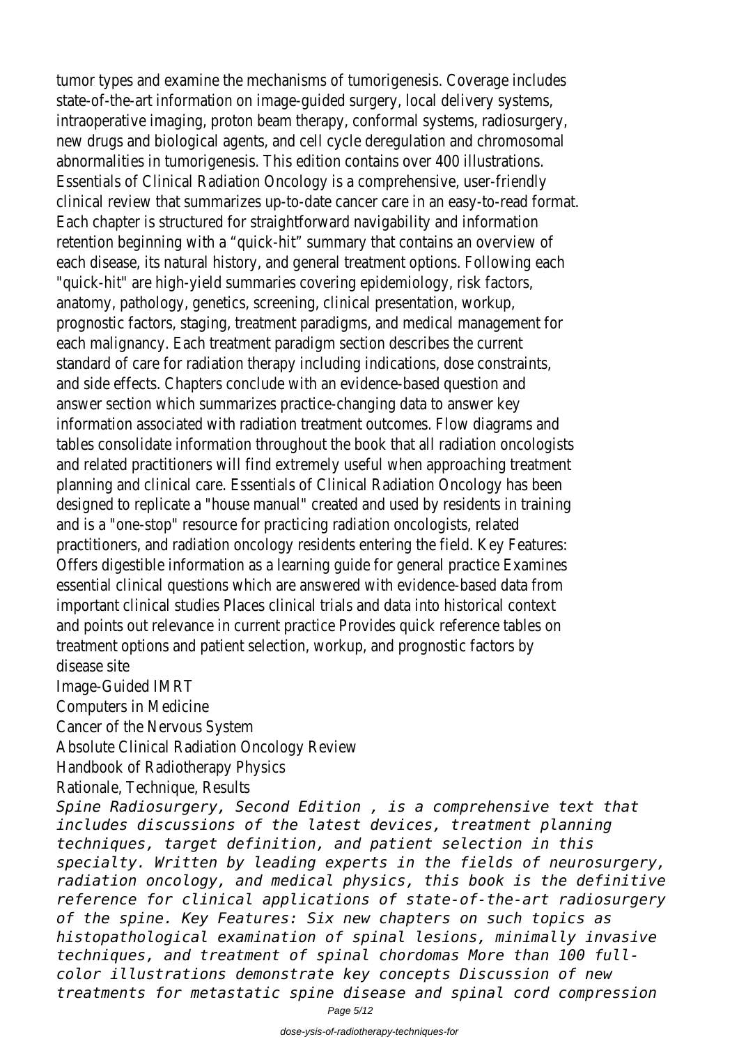tumor types and examine the mechanisms of tumorigenesis. Coverage includes state-of-the-art information on image-guided surgery, local delivery systems, intraoperative imaging, proton beam therapy, conformal systems, radiosurgery, new drugs and biological agents, and cell cycle deregulation and chromosomal abnormalities in tumorigenesis. This edition contains over 400 illustrations. Essentials of Clinical Radiation Oncology is a comprehensive, user-friendly clinical review that summarizes up-to-date cancer care in an easy-to-read format. Each chapter is structured for straightforward navigability and information retention beginning with a "quick-hit" summary that contains an overview of each disease, its natural history, and general treatment options. Following each "quick-hit" are high-yield summaries covering epidemiology, risk factors, anatomy, pathology, genetics, screening, clinical presentation, workup, prognostic factors, staging, treatment paradigms, and medical management for each malignancy. Each treatment paradigm section describes the current standard of care for radiation therapy including indications, dose constraints, and side effects. Chapters conclude with an evidence-based question and answer section which summarizes practice-changing data to answer key information associated with radiation treatment outcomes. Flow diagrams and tables consolidate information throughout the book that all radiation oncologists and related practitioners will find extremely useful when approaching treatment planning and clinical care. Essentials of Clinical Radiation Oncology has been designed to replicate a "house manual" created and used by residents in training and is a "one-stop" resource for practicing radiation oncologists, related practitioners, and radiation oncology residents entering the field. Key Features: Offers digestible information as a learning guide for general practice Examines essential clinical questions which are answered with evidence-based data from important clinical studies Places clinical trials and data into historical context and points out relevance in current practice Provides quick reference tables on treatment options and patient selection, workup, and prognostic factors by disease site

Image-Guided IMRT

Computers in Medicine

Cancer of the Nervous System

Absolute Clinical Radiation Oncology Review

Handbook of Radiotherapy Physics

Rationale, Technique, Results

*Spine Radiosurgery, Second Edition , is a comprehensive text that includes discussions of the latest devices, treatment planning techniques, target definition, and patient selection in this specialty. Written by leading experts in the fields of neurosurgery, radiation oncology, and medical physics, this book is the definitive reference for clinical applications of state-of-the-art radiosurgery of the spine. Key Features: Six new chapters on such topics as histopathological examination of spinal lesions, minimally invasive techniques, and treatment of spinal chordomas More than 100 full-color illustrations demonstrate key concepts Discussion of new treatments for metastatic spine disease and spinal cord compression*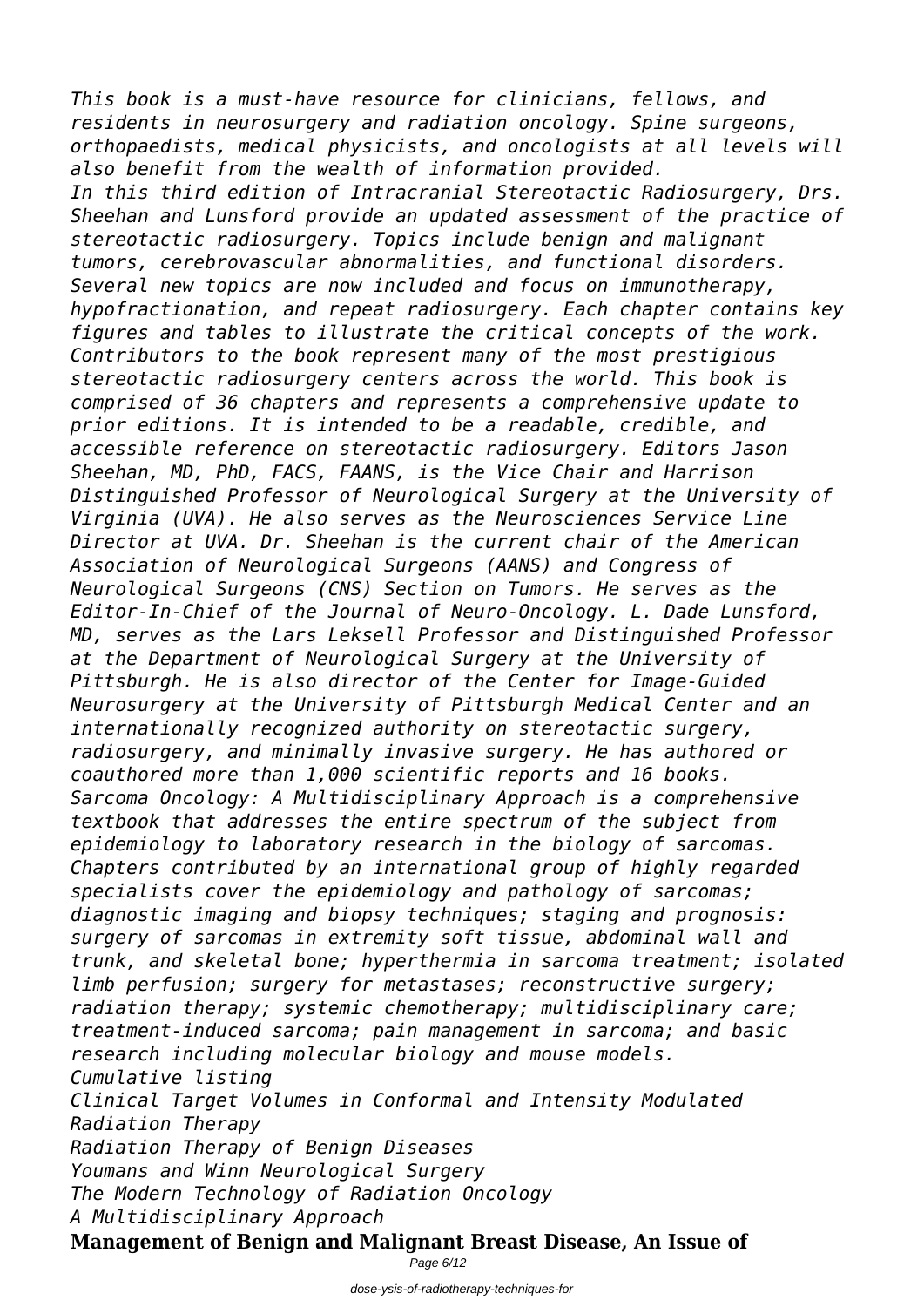*This book is a must-have resource for clinicians, fellows, and residents in neurosurgery and radiation oncology. Spine surgeons, orthopaedists, medical physicists, and oncologists at all levels will also benefit from the wealth of information provided.*

*In this third edition of Intracranial Stereotactic Radiosurgery, Drs. Sheehan and Lunsford provide an updated assessment of the practice of stereotactic radiosurgery. Topics include benign and malignant tumors, cerebrovascular abnormalities, and functional disorders. Several new topics are now included and focus on immunotherapy, hypofractionation, and repeat radiosurgery. Each chapter contains key figures and tables to illustrate the critical concepts of the work. Contributors to the book represent many of the most prestigious stereotactic radiosurgery centers across the world. This book is comprised of 36 chapters and represents a comprehensive update to prior editions. It is intended to be a readable, credible, and accessible reference on stereotactic radiosurgery. Editors Jason Sheehan, MD, PhD, FACS, FAANS, is the Vice Chair and Harrison Distinguished Professor of Neurological Surgery at the University of Virginia (UVA). He also serves as the Neurosciences Service Line Director at UVA. Dr. Sheehan is the current chair of the American Association of Neurological Surgeons (AANS) and Congress of Neurological Surgeons (CNS) Section on Tumors. He serves as the Editor-In-Chief of the Journal of Neuro-Oncology. L. Dade Lunsford, MD, serves as the Lars Leksell Professor and Distinguished Professor at the Department of Neurological Surgery at the University of Pittsburgh. He is also director of the Center for Image-Guided Neurosurgery at the University of Pittsburgh Medical Center and an internationally recognized authority on stereotactic surgery, radiosurgery, and minimally invasive surgery. He has authored or coauthored more than 1,000 scientific reports and 16 books.*

*Sarcoma Oncology: A Multidisciplinary Approach is a comprehensive textbook that addresses the entire spectrum of the subject from epidemiology to laboratory research in the biology of sarcomas. Chapters contributed by an international group of highly regarded specialists cover the epidemiology and pathology of sarcomas; diagnostic imaging and biopsy techniques; staging and prognosis: surgery of sarcomas in extremity soft tissue, abdominal wall and trunk, and skeletal bone; hyperthermia in sarcoma treatment; isolated limb perfusion; surgery for metastases; reconstructive surgery; radiation therapy; systemic chemotherapy; multidisciplinary care; treatment-induced sarcoma; pain management in sarcoma; and basic research including molecular biology and mouse models.*

*Cumulative listing*

*Clinical Target Volumes in Conformal and Intensity Modulated Radiation Therapy*

*Radiation Therapy of Benign Diseases*

*Youmans and Winn Neurological Surgery*

*The Modern Technology of Radiation Oncology*

*A Multidisciplinary Approach*

**Management of Benign and Malignant Breast Disease, An Issue of**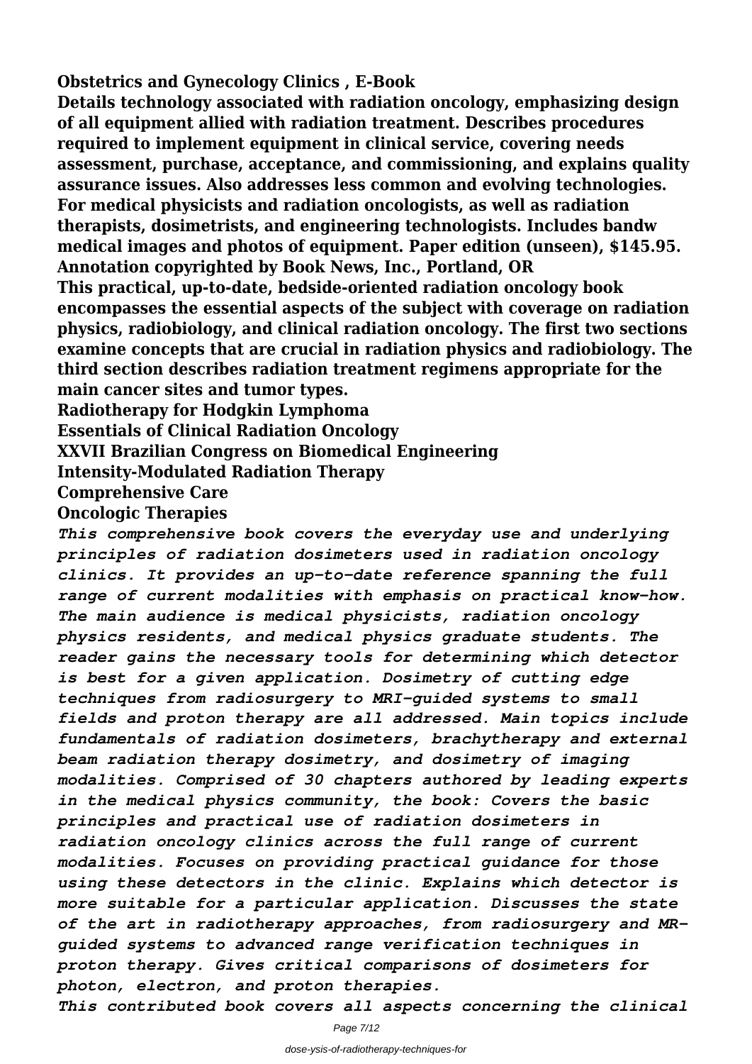**Obstetrics and Gynecology Clinics , E-Book**

**Details technology associated with radiation oncology, emphasizing design of all equipment allied with radiation treatment. Describes procedures required to implement equipment in clinical service, covering needs assessment, purchase, acceptance, and commissioning, and explains quality assurance issues. Also addresses less common and evolving technologies. For medical physicists and radiation oncologists, as well as radiation therapists, dosimetrists, and engineering technologists. Includes bandw medical images and photos of equipment. Paper edition (unseen), $145.95. Annotation copyrighted by Book News, Inc., Portland, OR**

**This practical, up-to-date, bedside-oriented radiation oncology book encompasses the essential aspects of the subject with coverage on radiation physics, radiobiology, and clinical radiation oncology. The first two sections examine concepts that are crucial in radiation physics and radiobiology. The third section describes radiation treatment regimens appropriate for the main cancer sites and tumor types.**

**Radiotherapy for Hodgkin Lymphoma**

**Essentials of Clinical Radiation Oncology**

**XXVII Brazilian Congress on Biomedical Engineering**

**Intensity-Modulated Radiation Therapy**

**Comprehensive Care**

**Oncologic Therapies**

*This comprehensive book covers the everyday use and underlying principles of radiation dosimeters used in radiation oncology clinics. It provides an up-to-date reference spanning the full range of current modalities with emphasis on practical know-how. The main audience is medical physicists, radiation oncology physics residents, and medical physics graduate students. The reader gains the necessary tools for determining which detector is best for a given application. Dosimetry of cutting edge techniques from radiosurgery to MRI-guided systems to small fields and proton therapy are all addressed. Main topics include fundamentals of radiation dosimeters, brachytherapy and external beam radiation therapy dosimetry, and dosimetry of imaging modalities. Comprised of 30 chapters authored by leading experts in the medical physics community, the book: Covers the basic principles and practical use of radiation dosimeters in radiation oncology clinics across the full range of current modalities. Focuses on providing practical guidance for those using these detectors in the clinic. Explains which detector is more suitable for a particular application. Discusses the state of the art in radiotherapy approaches, from radiosurgery and MR-guided systems to advanced range verification techniques in proton therapy. Gives critical comparisons of dosimeters for photon, electron, and proton therapies.*

*This contributed book covers all aspects concerning the clinical*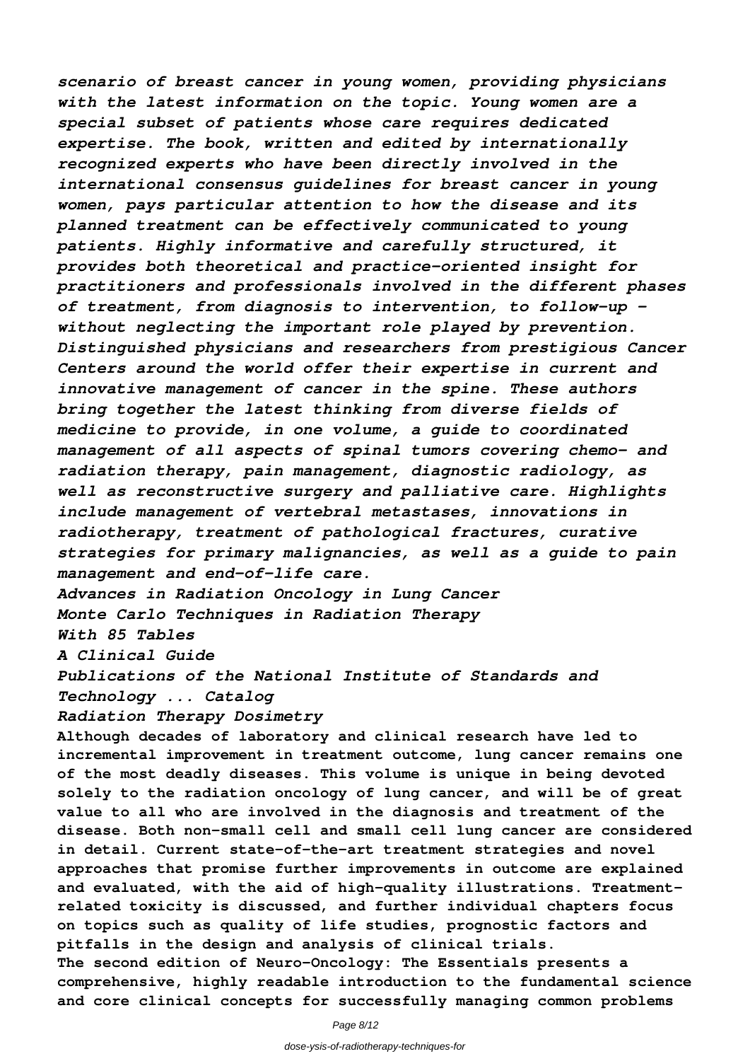*scenario of breast cancer in young women, providing physicians with the latest information on the topic. Young women are a special subset of patients whose care requires dedicated expertise. The book, written and edited by internationally recognized experts who have been directly involved in the international consensus guidelines for breast cancer in young women, pays particular attention to how the disease and its planned treatment can be effectively communicated to young patients. Highly informative and carefully structured, it provides both theoretical and practice-oriented insight for practitioners and professionals involved in the different phases of treatment, from diagnosis to intervention, to follow-up – without neglecting the important role played by prevention. Distinguished physicians and researchers from prestigious Cancer Centers around the world offer their expertise in current and innovative management of cancer in the spine. These authors bring together the latest thinking from diverse fields of medicine to provide, in one volume, a guide to coordinated management of all aspects of spinal tumors covering chemo- and radiation therapy, pain management, diagnostic radiology, as well as reconstructive surgery and palliative care. Highlights include management of vertebral metastases, innovations in radiotherapy, treatment of pathological fractures, curative strategies for primary malignancies, as well as a guide to pain management and end-of-life care.*

*Advances in Radiation Oncology in Lung Cancer*

*Monte Carlo Techniques in Radiation Therapy*

*With 85 Tables*

*A Clinical Guide*

*Publications of the National Institute of Standards and Technology ... Catalog*

*Radiation Therapy Dosimetry*

**Although decades of laboratory and clinical research have led to incremental improvement in treatment outcome, lung cancer remains one of the most deadly diseases. This volume is unique in being devoted solely to the radiation oncology of lung cancer, and will be of great value to all who are involved in the diagnosis and treatment of the disease. Both non-small cell and small cell lung cancer are considered in detail. Current state-of-the-art treatment strategies and novel approaches that promise further improvements in outcome are explained and evaluated, with the aid of high-quality illustrations. Treatment-related toxicity is discussed, and further individual chapters focus on topics such as quality of life studies, prognostic factors and pitfalls in the design and analysis of clinical trials.**

**The second edition of Neuro-Oncology: The Essentials presents a comprehensive, highly readable introduction to the fundamental science and core clinical concepts for successfully managing common problems**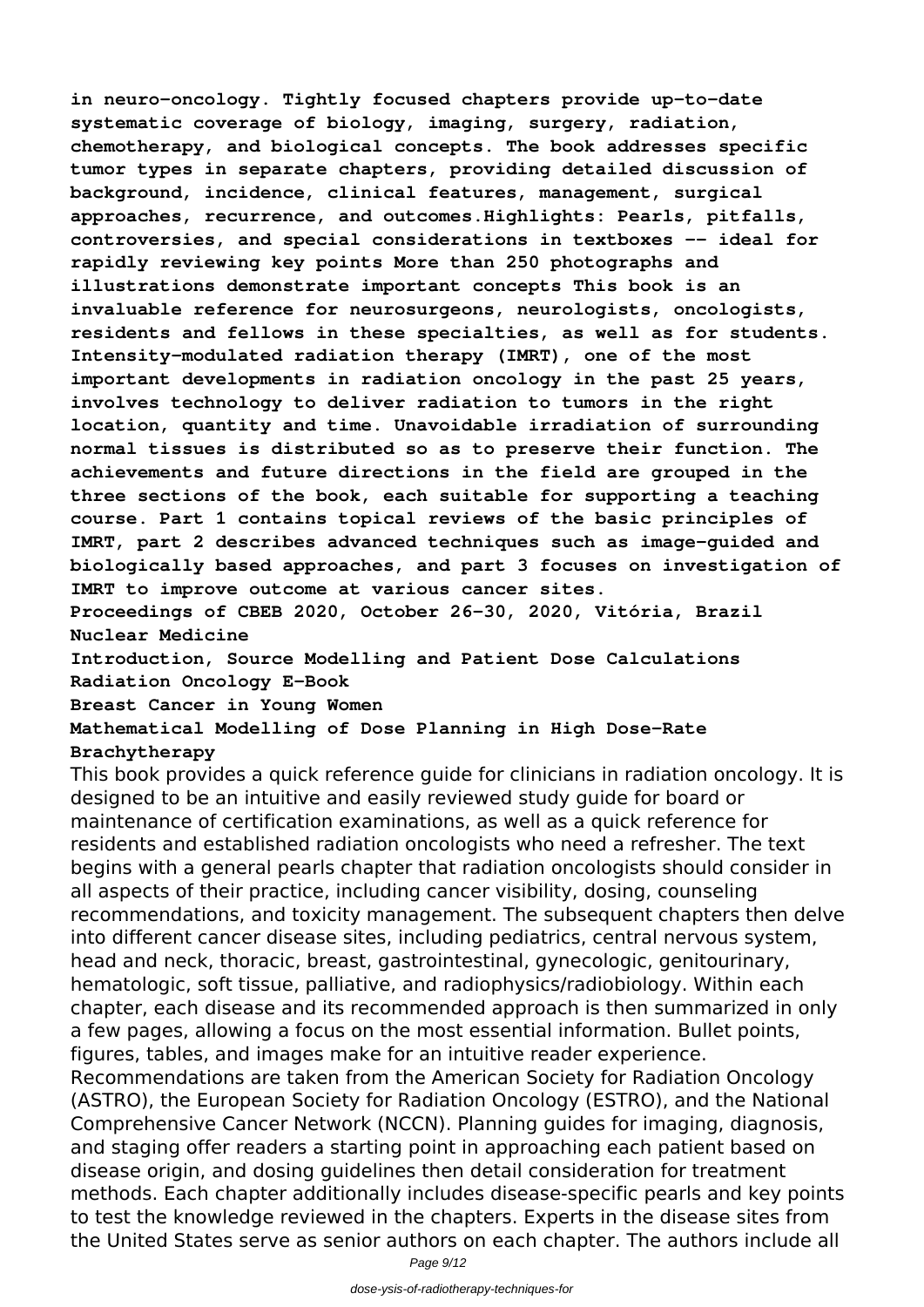**in neuro-oncology. Tightly focused chapters provide up-to-date systematic coverage of biology, imaging, surgery, radiation, chemotherapy, and biological concepts. The book addresses specific tumor types in separate chapters, providing detailed discussion of background, incidence, clinical features, management, surgical approaches, recurrence, and outcomes.Highlights: Pearls, pitfalls, controversies, and special considerations in textboxes -- ideal for rapidly reviewing key points More than 250 photographs and illustrations demonstrate important concepts This book is an invaluable reference for neurosurgeons, neurologists, oncologists, residents and fellows in these specialties, as well as for students. Intensity-modulated radiation therapy (IMRT), one of the most important developments in radiation oncology in the past 25 years, involves technology to deliver radiation to tumors in the right location, quantity and time. Unavoidable irradiation of surrounding normal tissues is distributed so as to preserve their function. The achievements and future directions in the field are grouped in the three sections of the book, each suitable for supporting a teaching course. Part 1 contains topical reviews of the basic principles of IMRT, part 2 describes advanced techniques such as image-guided and biologically based approaches, and part 3 focuses on investigation of IMRT to improve outcome at various cancer sites.**

**Proceedings of CBEB 2020, October 26–30, 2020, Vitória, Brazil**

**Nuclear Medicine**

**Introduction, Source Modelling and Patient Dose Calculations**

**Radiation Oncology E-Book**

**Breast Cancer in Young Women**

**Mathematical Modelling of Dose Planning in High Dose-Rate Brachytherapy**

This book provides a quick reference guide for clinicians in radiation oncology. It is designed to be an intuitive and easily reviewed study guide for board or maintenance of certification examinations, as well as a quick reference for residents and established radiation oncologists who need a refresher. The text begins with a general pearls chapter that radiation oncologists should consider in all aspects of their practice, including cancer visibility, dosing, counseling recommendations, and toxicity management. The subsequent chapters then delve into different cancer disease sites, including pediatrics, central nervous system, head and neck, thoracic, breast, gastrointestinal, gynecologic, genitourinary, hematologic, soft tissue, palliative, and radiophysics/radiobiology. Within each chapter, each disease and its recommended approach is then summarized in only a few pages, allowing a focus on the most essential information. Bullet points, figures, tables, and images make for an intuitive reader experience. Recommendations are taken from the American Society for Radiation Oncology (ASTRO), the European Society for Radiation Oncology (ESTRO), and the National Comprehensive Cancer Network (NCCN). Planning guides for imaging, diagnosis, and staging offer readers a starting point in approaching each patient based on disease origin, and dosing guidelines then detail consideration for treatment methods. Each chapter additionally includes disease-specific pearls and key points to test the knowledge reviewed in the chapters. Experts in the disease sites from the United States serve as senior authors on each chapter. The authors include all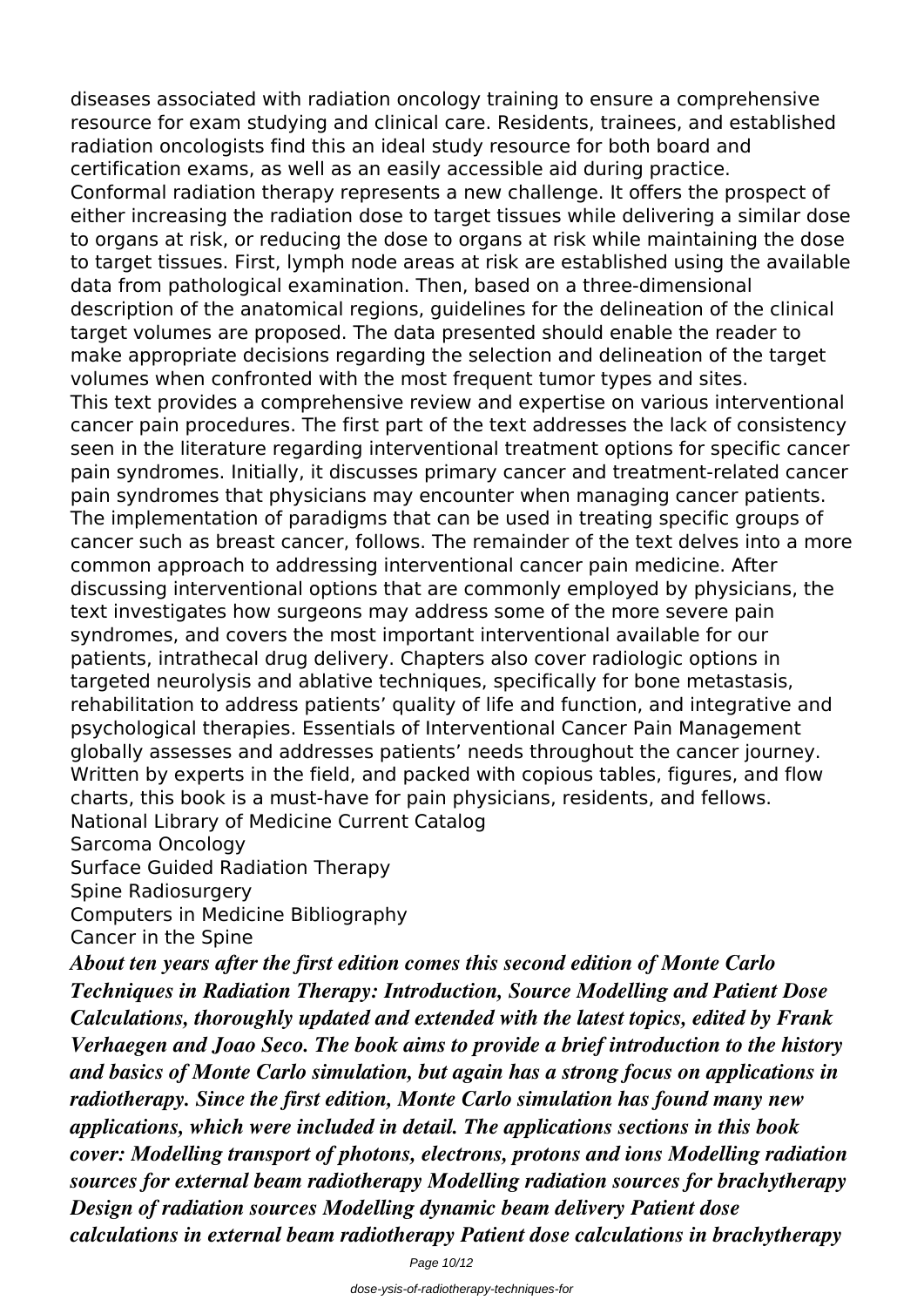diseases associated with radiation oncology training to ensure a comprehensive resource for exam studying and clinical care. Residents, trainees, and established radiation oncologists find this an ideal study resource for both board and certification exams, as well as an easily accessible aid during practice.

Conformal radiation therapy represents a new challenge. It offers the prospect of either increasing the radiation dose to target tissues while delivering a similar dose to organs at risk, or reducing the dose to organs at risk while maintaining the dose to target tissues. First, lymph node areas at risk are established using the available data from pathological examination. Then, based on a three-dimensional description of the anatomical regions, guidelines for the delineation of the clinical target volumes are proposed. The data presented should enable the reader to make appropriate decisions regarding the selection and delineation of the target volumes when confronted with the most frequent tumor types and sites.

This text provides a comprehensive review and expertise on various interventional cancer pain procedures. The first part of the text addresses the lack of consistency seen in the literature regarding interventional treatment options for specific cancer pain syndromes. Initially, it discusses primary cancer and treatment-related cancer pain syndromes that physicians may encounter when managing cancer patients. The implementation of paradigms that can be used in treating specific groups of cancer such as breast cancer, follows. The remainder of the text delves into a more common approach to addressing interventional cancer pain medicine. After discussing interventional options that are commonly employed by physicians, the text investigates how surgeons may address some of the more severe pain syndromes, and covers the most important interventional available for our patients, intrathecal drug delivery. Chapters also cover radiologic options in targeted neurolysis and ablative techniques, specifically for bone metastasis, rehabilitation to address patients' quality of life and function, and integrative and psychological therapies. Essentials of Interventional Cancer Pain Management globally assesses and addresses patients' needs throughout the cancer journey. Written by experts in the field, and packed with copious tables, figures, and flow charts, this book is a must-have for pain physicians, residents, and fellows.

National Library of Medicine Current Catalog

Sarcoma Oncology

Surface Guided Radiation Therapy

Spine Radiosurgery

Computers in Medicine Bibliography

Cancer in the Spine

***About ten years after the first edition comes this second edition of Monte Carlo Techniques in Radiation Therapy: Introduction, Source Modelling and Patient Dose Calculations, thoroughly updated and extended with the latest topics, edited by Frank Verhaegen and Joao Seco. The book aims to provide a brief introduction to the history and basics of Monte Carlo simulation, but again has a strong focus on applications in radiotherapy. Since the first edition, Monte Carlo simulation has found many new applications, which were included in detail. The applications sections in this book cover: Modelling transport of photons, electrons, protons and ions Modelling radiation sources for external beam radiotherapy Modelling radiation sources for brachytherapy Design of radiation sources Modelling dynamic beam delivery Patient dose calculations in external beam radiotherapy Patient dose calculations in brachytherapy***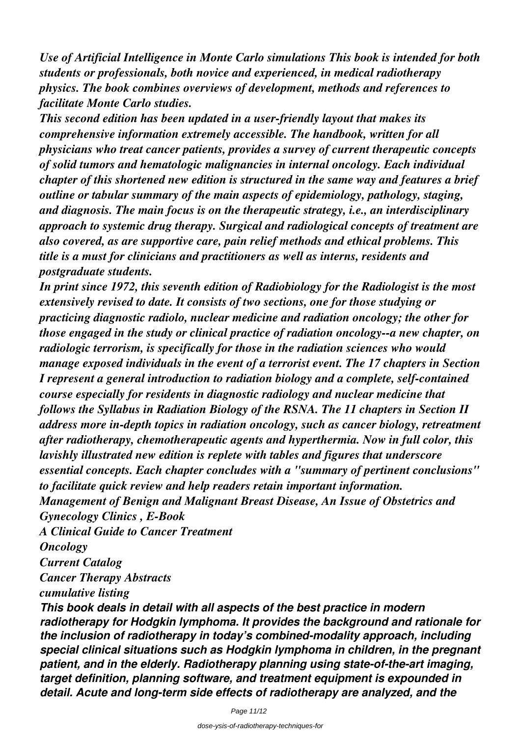*Use of Artificial Intelligence in Monte Carlo simulations This book is intended for both students or professionals, both novice and experienced, in medical radiotherapy physics. The book combines overviews of development, methods and references to facilitate Monte Carlo studies.*

*This second edition has been updated in a user-friendly layout that makes its comprehensive information extremely accessible. The handbook, written for all physicians who treat cancer patients, provides a survey of current therapeutic concepts of solid tumors and hematologic malignancies in internal oncology. Each individual chapter of this shortened new edition is structured in the same way and features a brief outline or tabular summary of the main aspects of epidemiology, pathology, staging, and diagnosis. The main focus is on the therapeutic strategy, i.e., an interdisciplinary approach to systemic drug therapy. Surgical and radiological concepts of treatment are also covered, as are supportive care, pain relief methods and ethical problems. This title is a must for clinicians and practitioners as well as interns, residents and postgraduate students.*

*In print since 1972, this seventh edition of Radiobiology for the Radiologist is the most extensively revised to date. It consists of two sections, one for those studying or practicing diagnostic radiolo, nuclear medicine and radiation oncology; the other for those engaged in the study or clinical practice of radiation oncology--a new chapter, on radiologic terrorism, is specifically for those in the radiation sciences who would manage exposed individuals in the event of a terrorist event. The 17 chapters in Section I represent a general introduction to radiation biology and a complete, self-contained course especially for residents in diagnostic radiology and nuclear medicine that follows the Syllabus in Radiation Biology of the RSNA. The 11 chapters in Section II address more in-depth topics in radiation oncology, such as cancer biology, retreatment after radiotherapy, chemotherapeutic agents and hyperthermia. Now in full color, this lavishly illustrated new edition is replete with tables and figures that underscore essential concepts. Each chapter concludes with a "summary of pertinent conclusions" to facilitate quick review and help readers retain important information.*

*Management of Benign and Malignant Breast Disease, An Issue of Obstetrics and Gynecology Clinics , E-Book*

*A Clinical Guide to Cancer Treatment*

*Oncology*

*Current Catalog*

*Cancer Therapy Abstracts*

*cumulative listing*

***This book deals in detail with all aspects of the best practice in modern radiotherapy for Hodgkin lymphoma. It provides the background and rationale for the inclusion of radiotherapy in today's combined-modality approach, including special clinical situations such as Hodgkin lymphoma in children, in the pregnant patient, and in the elderly. Radiotherapy planning using state-of-the-art imaging, target definition, planning software, and treatment equipment is expounded in detail. Acute and long-term side effects of radiotherapy are analyzed, and the***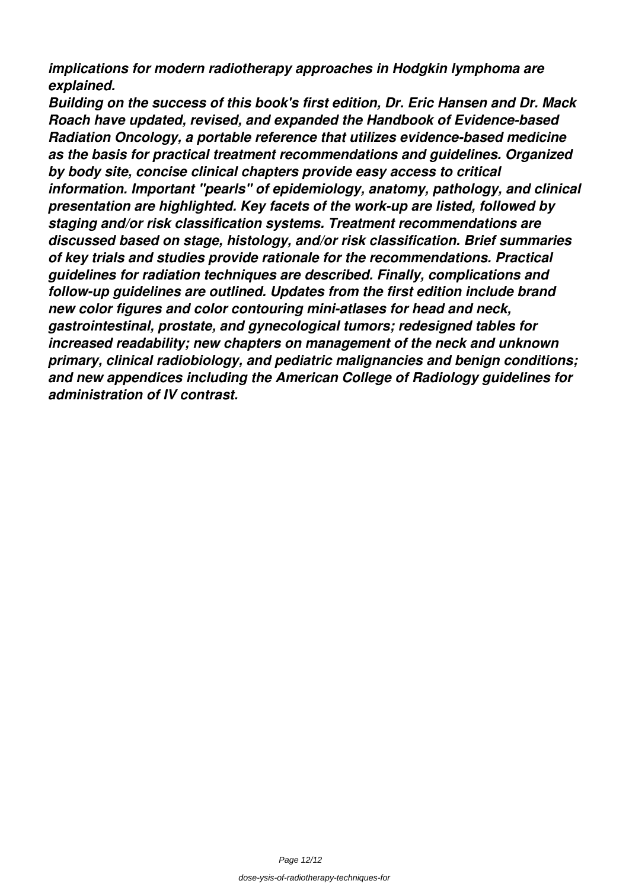***implications for modern radiotherapy approaches in Hodgkin lymphoma are explained.***

***Building on the success of this book's first edition, Dr. Eric Hansen and Dr. Mack Roach have updated, revised, and expanded the Handbook of Evidence-based Radiation Oncology, a portable reference that utilizes evidence-based medicine as the basis for practical treatment recommendations and guidelines. Organized by body site, concise clinical chapters provide easy access to critical information. Important "pearls" of epidemiology, anatomy, pathology, and clinical presentation are highlighted. Key facets of the work-up are listed, followed by staging and/or risk classification systems. Treatment recommendations are discussed based on stage, histology, and/or risk classification. Brief summaries of key trials and studies provide rationale for the recommendations. Practical guidelines for radiation techniques are described. Finally, complications and follow-up guidelines are outlined. Updates from the first edition include brand new color figures and color contouring mini-atlases for head and neck, gastrointestinal, prostate, and gynecological tumors; redesigned tables for increased readability; new chapters on management of the neck and unknown primary, clinical radiobiology, and pediatric malignancies and benign conditions; and new appendices including the American College of Radiology guidelines for administration of IV contrast.***